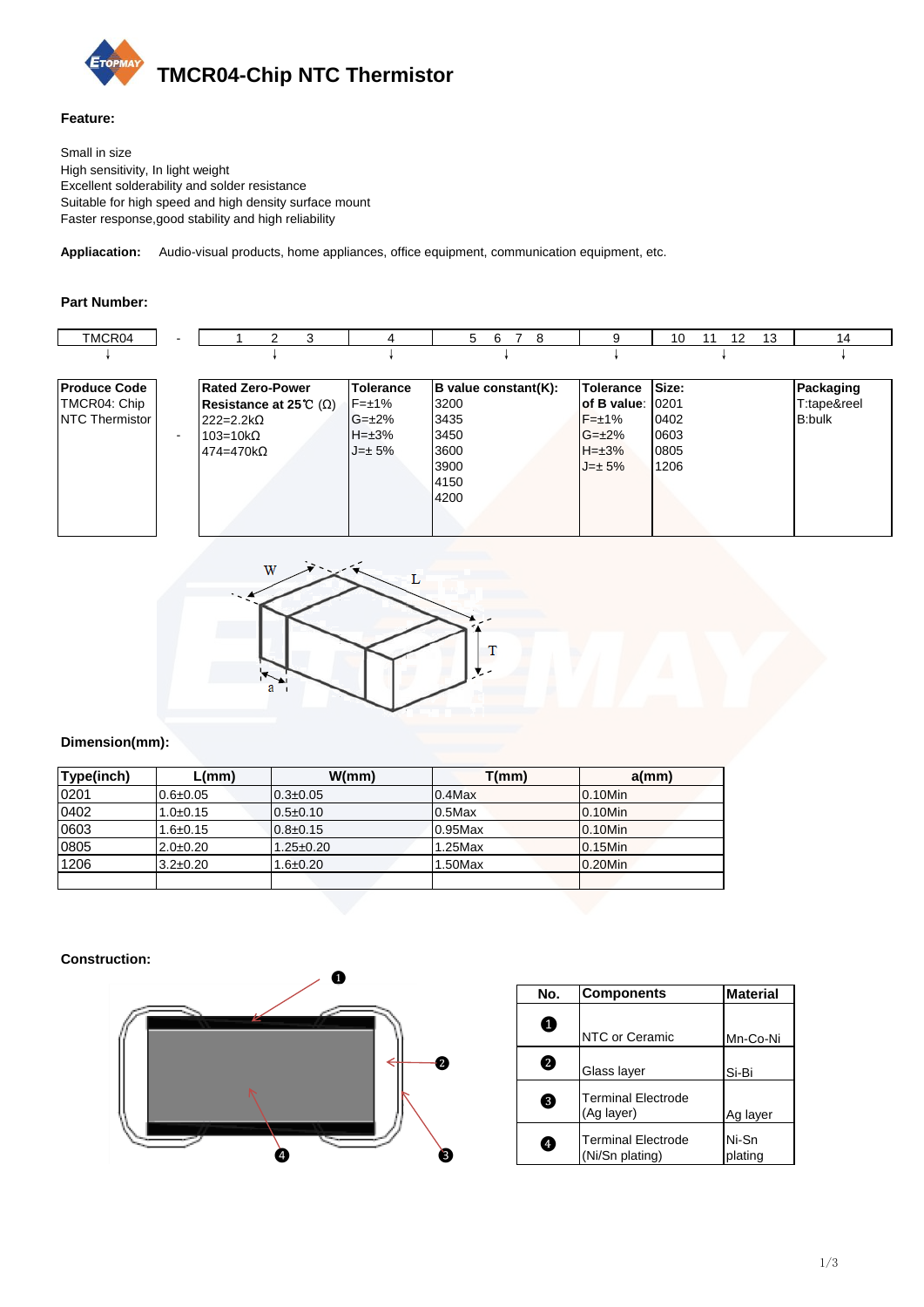# TMCR04-Chip NTC Thermistor

**Feature:**

Small in size
High sensitivity, In light weight
Excellent solderability and solder resistance
Suitable for high speed and high density surface mount
Faster response,good stability and high reliability

**Appliacation:** Audio-visual products, home appliances, office equipment, communication equipment, etc.

**Part Number:**

| TMCR04 | - | 1 2 3 | 4 | 5 6 7 8 | 9 | 10 11 12 13 | 14 |
|---|---|---|---|---|---|---|---|
| **Produce Code** TMCR04: Chip NTC Thermistor | - | **Rated Zero-Power Resistance at 25℃ (Ω)** 222=2.2kΩ 103=10kΩ 474=470kΩ | **Tolerance** F=±1% G=±2% H=±3% J=± 5% | **B value constant(K):** 3200 3435 3450 3600 3900 4150 4200 | **Tolerance of B value:** F=±1% G=±2% H=±3% J=± 5% | **Size:** 0201 0402 0603 0805 1206 | **Packaging** T:tape&reel B:bulk |

**Dimension(mm):**

| Type(inch) | L(mm) | W(mm) | T(mm) | a(mm) |
|---|---|---|---|---|
| 0201 | 0.6±0.05 | 0.3±0.05 | 0.4Max | 0.10Min |
| 0402 | 1.0±0.15 | 0.5±0.10 | 0.5Max | 0.10Min |
| 0603 | 1.6±0.15 | 0.8±0.15 | 0.95Max | 0.10Min |
| 0805 | 2.0±0.20 | 1.25±0.20 | 1.25Max | 0.15Min |
| 1206 | 3.2±0.20 | 1.6±0.20 | 1.50Max | 0.20Min |

**Construction:**

| No. | Components | Material |
|---|---|---|
| 1 | NTC or Ceramic | Mn-Co-Ni |
| 2 | Glass layer | Si-Bi |
| 3 | Terminal Electrode (Ag layer) | Ag layer |
| 4 | Terminal Electrode (Ni/Sn plating) | Ni-Sn plating |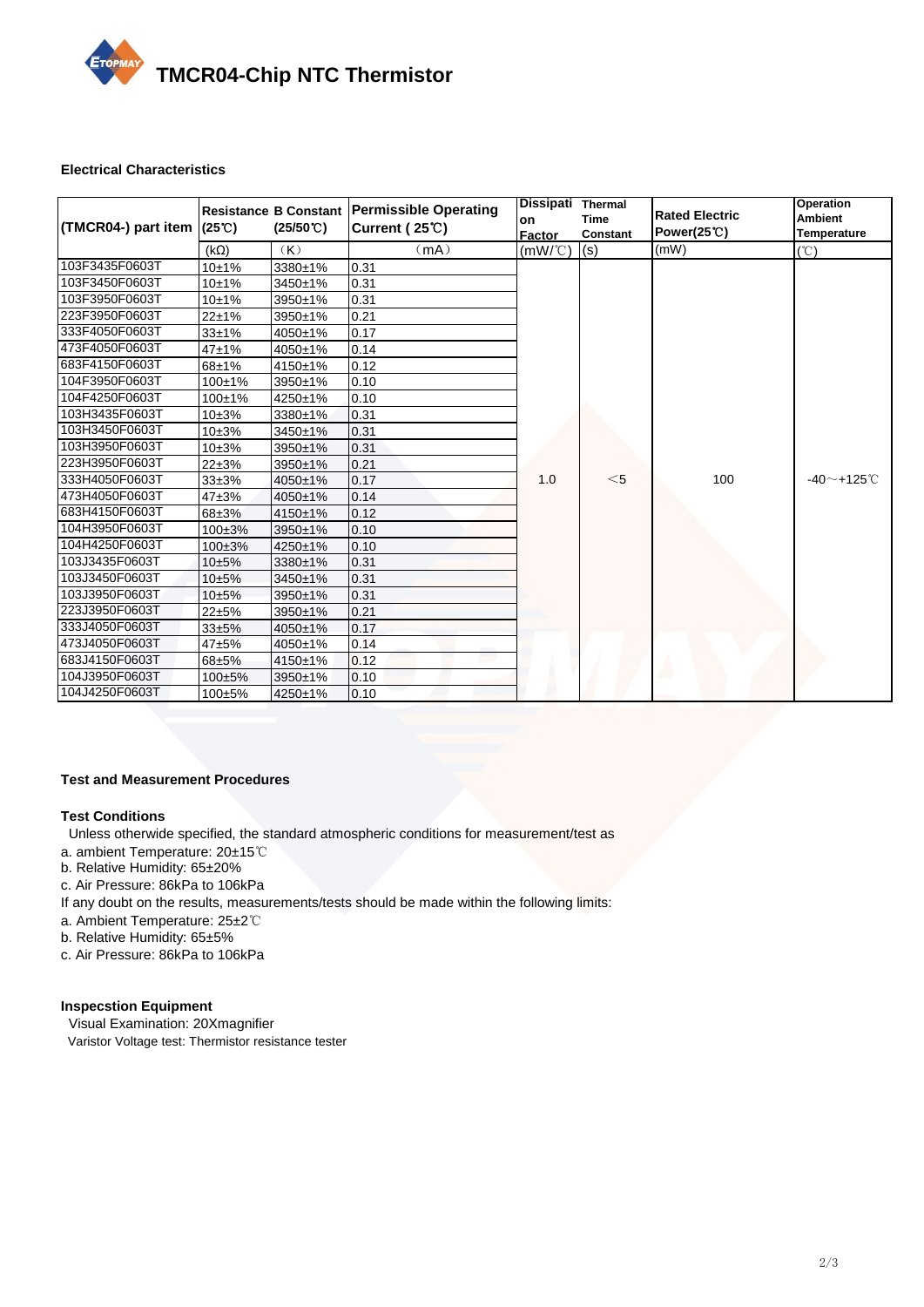# TMCR04-Chip NTC Thermistor

## Electrical Characteristics

| (TMCR04-) part item | Resistance (25℃) | B Constant (25/50℃) | Permissible Operating Current ( 25℃) | Dissipation Factor | Thermal Time Constant | Rated Electric Power(25℃) | Operation Ambient Temperature |
|---|---|---|---|---|---|---|---|
| | (kΩ) | （K） | （mA） | (mW/℃) | (s) | (mW) | (℃) |
| 103F3435F0603T | 10±1% | 3380±1% | 0.31 | 1.0 | <5 | 100 | -40～+125℃ |
| 103F3450F0603T | 10±1% | 3450±1% | 0.31 | | | | |
| 103F3950F0603T | 10±1% | 3950±1% | 0.31 | | | | |
| 223F3950F0603T | 22±1% | 3950±1% | 0.21 | | | | |
| 333F4050F0603T | 33±1% | 4050±1% | 0.17 | | | | |
| 473F4050F0603T | 47±1% | 4050±1% | 0.14 | | | | |
| 683F4150F0603T | 68±1% | 4150±1% | 0.12 | | | | |
| 104F3950F0603T | 100±1% | 3950±1% | 0.10 | | | | |
| 104F4250F0603T | 100±1% | 4250±1% | 0.10 | | | | |
| 103H3435F0603T | 10±3% | 3380±1% | 0.31 | | | | |
| 103H3450F0603T | 10±3% | 3450±1% | 0.31 | | | | |
| 103H3950F0603T | 10±3% | 3950±1% | 0.31 | | | | |
| 223H3950F0603T | 22±3% | 3950±1% | 0.21 | | | | |
| 333H4050F0603T | 33±3% | 4050±1% | 0.17 | | | | |
| 473H4050F0603T | 47±3% | 4050±1% | 0.14 | | | | |
| 683H4150F0603T | 68±3% | 4150±1% | 0.12 | | | | |
| 104H3950F0603T | 100±3% | 3950±1% | 0.10 | | | | |
| 104H4250F0603T | 100±3% | 4250±1% | 0.10 | | | | |
| 103J3435F0603T | 10±5% | 3380±1% | 0.31 | | | | |
| 103J3450F0603T | 10±5% | 3450±1% | 0.31 | | | | |
| 103J3950F0603T | 10±5% | 3950±1% | 0.31 | | | | |
| 223J3950F0603T | 22±5% | 3950±1% | 0.21 | | | | |
| 333J4050F0603T | 33±5% | 4050±1% | 0.17 | | | | |
| 473J4050F0603T | 47±5% | 4050±1% | 0.14 | | | | |
| 683J4150F0603T | 68±5% | 4150±1% | 0.12 | | | | |
| 104J3950F0603T | 100±5% | 3950±1% | 0.10 | | | | |
| 104J4250F0603T | 100±5% | 4250±1% | 0.10 | | | | |

## Test and Measurement Procedures

### Test Conditions

Unless otherwide specified, the standard atmospheric conditions for measurement/test as

a. ambient Temperature: 20±15℃
b. Relative Humidity: 65±20%
c. Air Pressure: 86kPa to 106kPa

If any doubt on the results, measurements/tests should be made within the following limits:

a. Ambient Temperature: 25±2℃
b. Relative Humidity: 65±5%
c. Air Pressure: 86kPa to 106kPa

### Inspecstion Equipment

Visual Examination: 20Xmagnifier
Varistor Voltage test: Thermistor resistance tester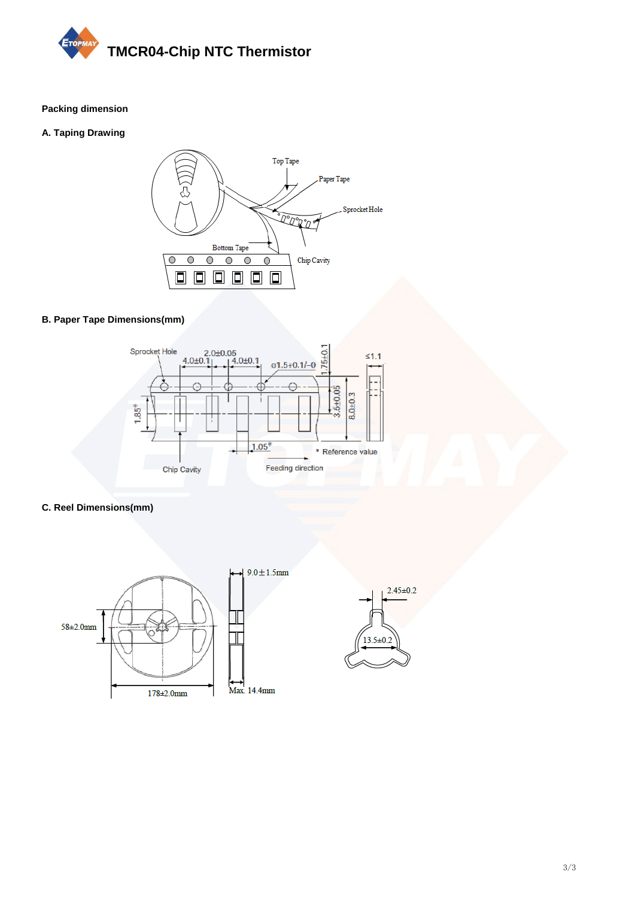**Packing dimension**

**A. Taping Drawing**

Top Tape

Paper Tape

Sprocket Hole

Bottom Tape

Chip Cavity

**B. Paper Tape Dimensions(mm)**

Sprocket Hole

2.0±0.05

4.0±0.1

4.0±0.1

ø1.5+0.1/-0

1.75±0.1

≤1.1

3.5±0.05

8.0±0.3

1.85*

1.05*

* Reference value

Chip Cavity

Feeding direction

**C. Reel Dimensions(mm)**

9.0±1.5mm

58±2.0mm

178±2.0mm

Max. 14.4mm

2.45±0.2

13.5±0.2